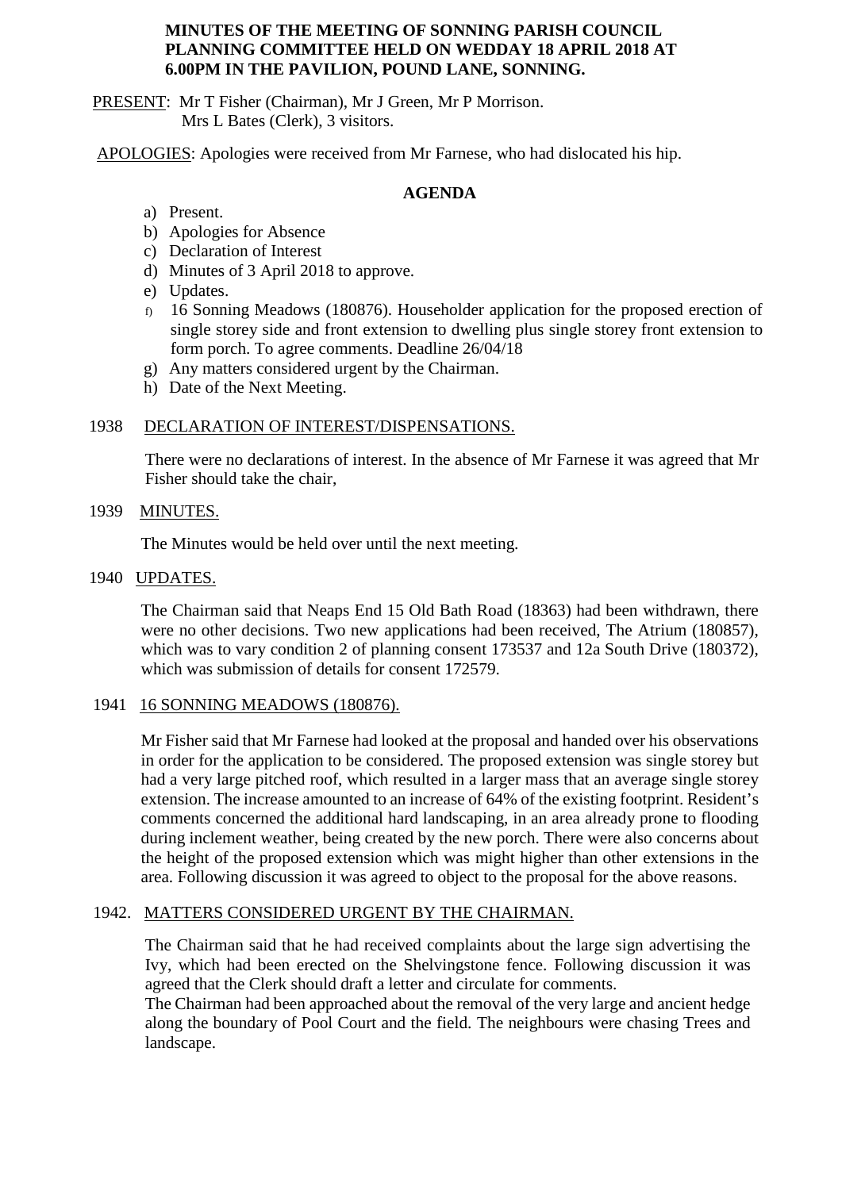# MINUTES OF THE MEETING OF SONNING PARISH COUNCIL PLANNING COMMITTEE HELD ON WEDDAY 18 APRIL 2018 AT 6.00PM IN THE PAVILION, POUND LANE, SONNING.

PRESENT: Mr T Fisher (Chairman), Mr J Green, Mr P Morrison.
Mrs L Bates (Clerk), 3 visitors.

APOLOGIES: Apologies were received from Mr Farnese, who had dislocated his hip.

## AGENDA

a) Present.
b) Apologies for Absence
c) Declaration of Interest
d) Minutes of 3 April 2018 to approve.
e) Updates.
f) 16 Sonning Meadows (180876). Householder application for the proposed erection of single storey side and front extension to dwelling plus single storey front extension to form porch. To agree comments. Deadline 26/04/18
g) Any matters considered urgent by the Chairman.
h) Date of the Next Meeting.

### 1938 DECLARATION OF INTEREST/DISPENSATIONS.

There were no declarations of interest. In the absence of Mr Farnese it was agreed that Mr Fisher should take the chair,

### 1939 MINUTES.

The Minutes would be held over until the next meeting.

### 1940 UPDATES.

The Chairman said that Neaps End 15 Old Bath Road (18363) had been withdrawn, there were no other decisions. Two new applications had been received, The Atrium (180857), which was to vary condition 2 of planning consent 173537 and 12a South Drive (180372), which was submission of details for consent 172579.

### 1941 16 SONNING MEADOWS (180876).

Mr Fisher said that Mr Farnese had looked at the proposal and handed over his observations in order for the application to be considered. The proposed extension was single storey but had a very large pitched roof, which resulted in a larger mass that an average single storey extension. The increase amounted to an increase of 64% of the existing footprint. Resident's comments concerned the additional hard landscaping, in an area already prone to flooding during inclement weather, being created by the new porch. There were also concerns about the height of the proposed extension which was might higher than other extensions in the area. Following discussion it was agreed to object to the proposal for the above reasons.

### 1942. MATTERS CONSIDERED URGENT BY THE CHAIRMAN.

The Chairman said that he had received complaints about the large sign advertising the Ivy, which had been erected on the Shelvingstone fence. Following discussion it was agreed that the Clerk should draft a letter and circulate for comments.
The Chairman had been approached about the removal of the very large and ancient hedge along the boundary of Pool Court and the field. The neighbours were chasing Trees and landscape.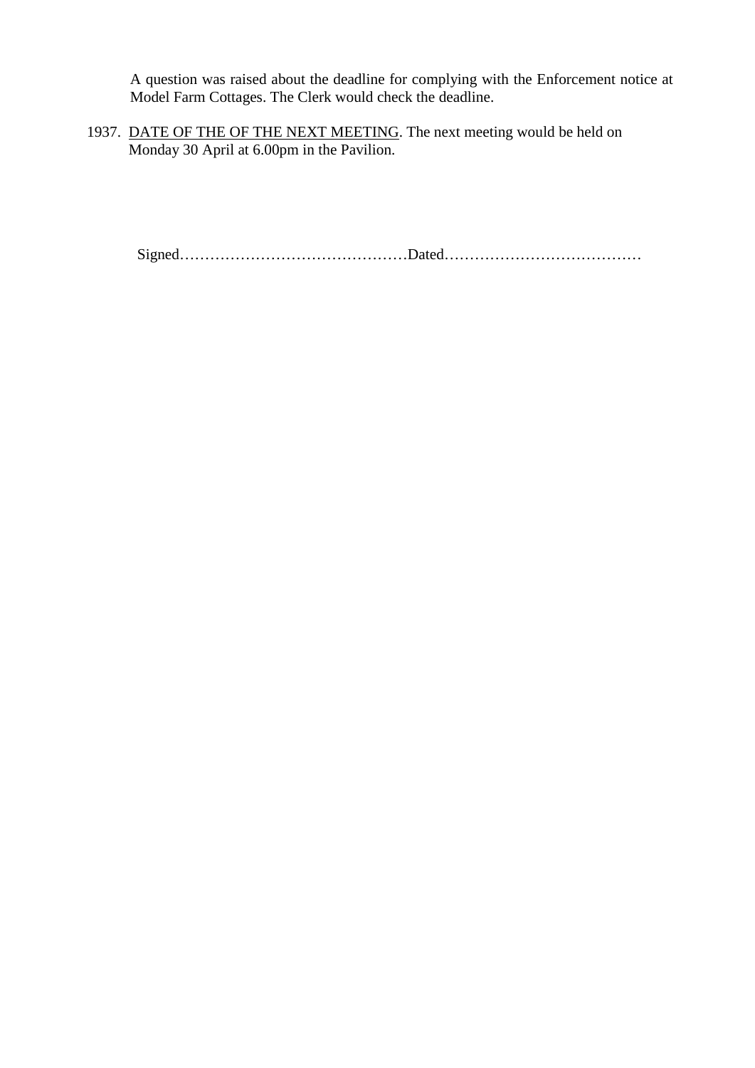A question was raised about the deadline for complying with the Enforcement notice at Model Farm Cottages. The Clerk would check the deadline.

1937. <u>DATE OF THE OF THE NEXT MEETING</u>. The next meeting would be held on Monday 30 April at 6.00pm in the Pavilion.

Signed………………………………………Dated…………………………………